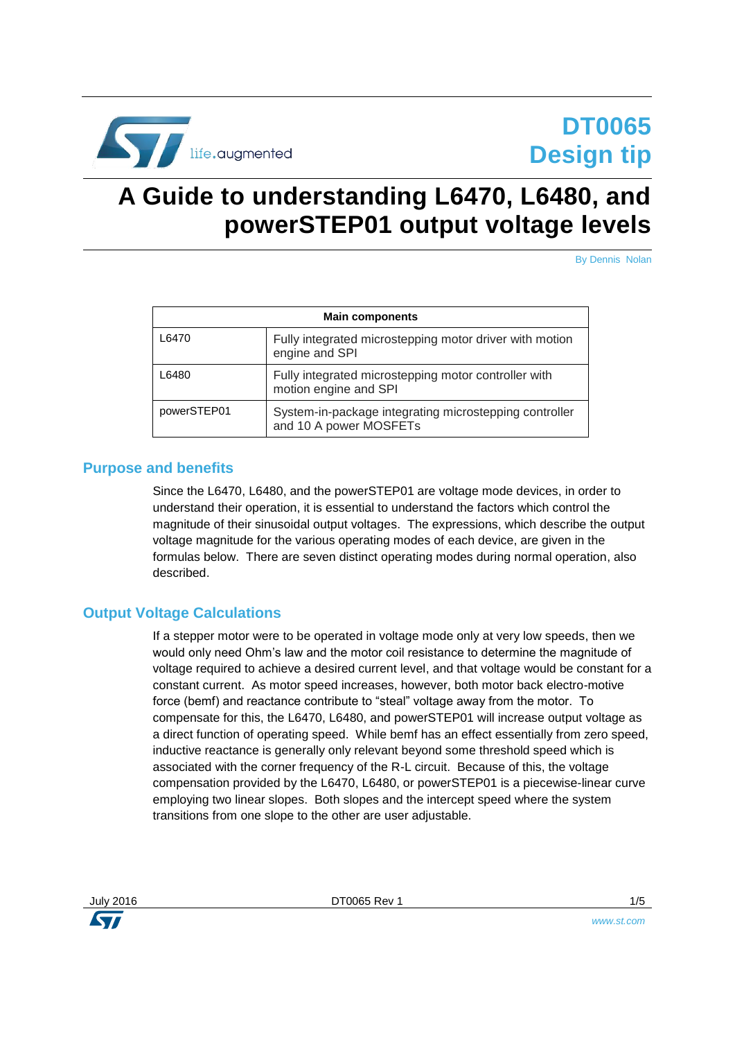# DT0065
# Design tip

# A Guide to understanding L6470, L6480, and powerSTEP01 output voltage levels

By Dennis Nolan

| Main components | |
|---|---|
| L6470 | Fully integrated microstepping motor driver with motion engine and SPI |
| L6480 | Fully integrated microstepping motor controller with motion engine and SPI |
| powerSTEP01 | System-in-package integrating microstepping controller and 10 A power MOSFETs |

## Purpose and benefits

Since the L6470, L6480, and the powerSTEP01 are voltage mode devices, in order to understand their operation, it is essential to understand the factors which control the magnitude of their sinusoidal output voltages. The expressions, which describe the output voltage magnitude for the various operating modes of each device, are given in the formulas below. There are seven distinct operating modes during normal operation, also described.

## Output Voltage Calculations

If a stepper motor were to be operated in voltage mode only at very low speeds, then we would only need Ohm's law and the motor coil resistance to determine the magnitude of voltage required to achieve a desired current level, and that voltage would be constant for a constant current. As motor speed increases, however, both motor back electro-motive force (bemf) and reactance contribute to "steal" voltage away from the motor. To compensate for this, the L6470, L6480, and powerSTEP01 will increase output voltage as a direct function of operating speed. While bemf has an effect essentially from zero speed, inductive reactance is generally only relevant beyond some threshold speed which is associated with the corner frequency of the R-L circuit. Because of this, the voltage compensation provided by the L6470, L6480, or powerSTEP01 is a piecewise-linear curve employing two linear slopes. Both slopes and the intercept speed where the system transitions from one slope to the other are user adjustable.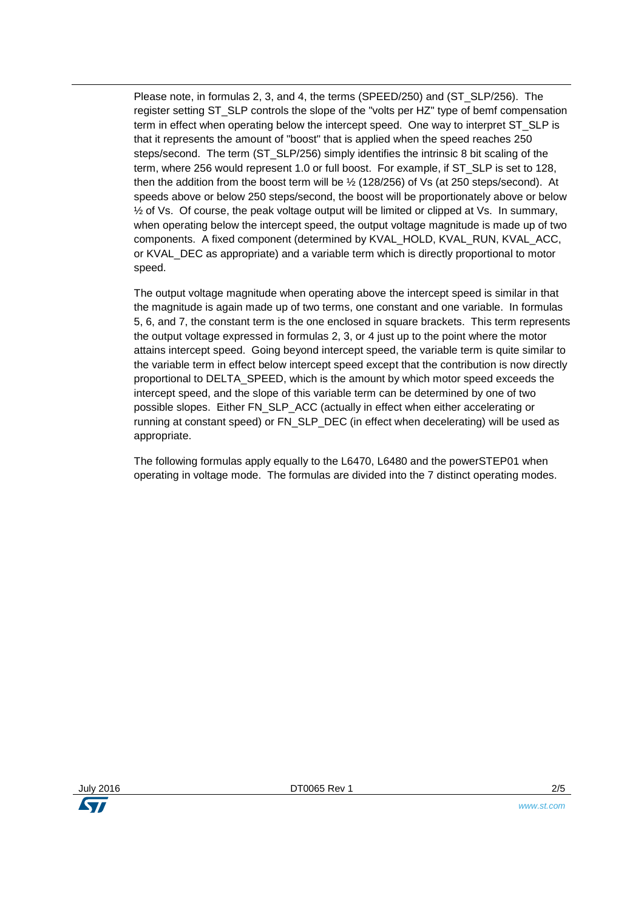Please note, in formulas 2, 3, and 4, the terms (SPEED/250) and (ST_SLP/256). The register setting ST_SLP controls the slope of the "volts per HZ" type of bemf compensation term in effect when operating below the intercept speed. One way to interpret ST_SLP is that it represents the amount of "boost" that is applied when the speed reaches 250 steps/second. The term (ST_SLP/256) simply identifies the intrinsic 8 bit scaling of the term, where 256 would represent 1.0 or full boost. For example, if ST_SLP is set to 128, then the addition from the boost term will be ½ (128/256) of Vs (at 250 steps/second). At speeds above or below 250 steps/second, the boost will be proportionately above or below ½ of Vs. Of course, the peak voltage output will be limited or clipped at Vs. In summary, when operating below the intercept speed, the output voltage magnitude is made up of two components. A fixed component (determined by KVAL_HOLD, KVAL_RUN, KVAL_ACC, or KVAL_DEC as appropriate) and a variable term which is directly proportional to motor speed.

The output voltage magnitude when operating above the intercept speed is similar in that the magnitude is again made up of two terms, one constant and one variable. In formulas 5, 6, and 7, the constant term is the one enclosed in square brackets. This term represents the output voltage expressed in formulas 2, 3, or 4 just up to the point where the motor attains intercept speed. Going beyond intercept speed, the variable term is quite similar to the variable term in effect below intercept speed except that the contribution is now directly proportional to DELTA_SPEED, which is the amount by which motor speed exceeds the intercept speed, and the slope of this variable term can be determined by one of two possible slopes. Either FN_SLP_ACC (actually in effect when either accelerating or running at constant speed) or FN_SLP_DEC (in effect when decelerating) will be used as appropriate.

The following formulas apply equally to the L6470, L6480 and the powerSTEP01 when operating in voltage mode. The formulas are divided into the 7 distinct operating modes.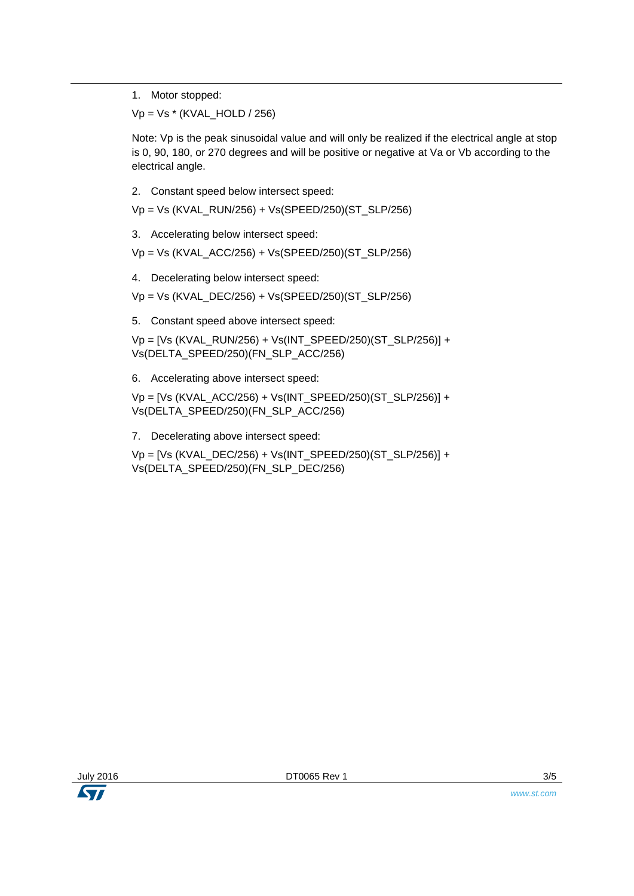1. Motor stopped:

Vp = Vs * (KVAL_HOLD / 256)

Note: Vp is the peak sinusoidal value and will only be realized if the electrical angle at stop is 0, 90, 180, or 270 degrees and will be positive or negative at Va or Vb according to the electrical angle.

2. Constant speed below intersect speed:

Vp = Vs (KVAL_RUN/256) + Vs(SPEED/250)(ST_SLP/256)

3. Accelerating below intersect speed:

Vp = Vs (KVAL_ACC/256) + Vs(SPEED/250)(ST_SLP/256)

4. Decelerating below intersect speed:

Vp = Vs (KVAL_DEC/256) + Vs(SPEED/250)(ST_SLP/256)

5. Constant speed above intersect speed:

Vp = [Vs (KVAL_RUN/256) + Vs(INT_SPEED/250)(ST_SLP/256)] + Vs(DELTA_SPEED/250)(FN_SLP_ACC/256)

6. Accelerating above intersect speed:

Vp = [Vs (KVAL_ACC/256) + Vs(INT_SPEED/250)(ST_SLP/256)] + Vs(DELTA_SPEED/250)(FN_SLP_ACC/256)

7. Decelerating above intersect speed:

Vp = [Vs (KVAL_DEC/256) + Vs(INT_SPEED/250)(ST_SLP/256)] + Vs(DELTA_SPEED/250)(FN_SLP_DEC/256)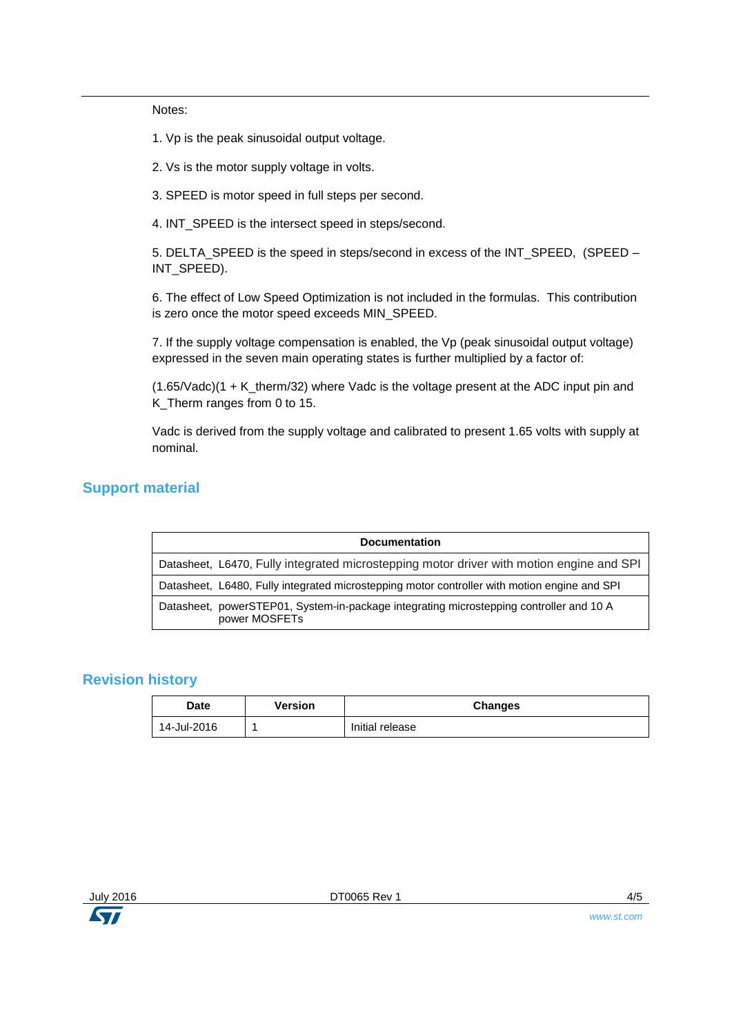Notes:

1. Vp is the peak sinusoidal output voltage.

2. Vs is the motor supply voltage in volts.

3. SPEED is motor speed in full steps per second.

4. INT_SPEED is the intersect speed in steps/second.

5. DELTA_SPEED is the speed in steps/second in excess of the INT_SPEED, (SPEED – INT_SPEED).

6. The effect of Low Speed Optimization is not included in the formulas. This contribution is zero once the motor speed exceeds MIN_SPEED.

7. If the supply voltage compensation is enabled, the Vp (peak sinusoidal output voltage) expressed in the seven main operating states is further multiplied by a factor of:

(1.65/Vadc)(1 + K_therm/32) where Vadc is the voltage present at the ADC input pin and K_Therm ranges from 0 to 15.

Vadc is derived from the supply voltage and calibrated to present 1.65 volts with supply at nominal.

## Support material

| Documentation |
|---|
| Datasheet, L6470, Fully integrated microstepping motor driver with motion engine and SPI |
| Datasheet, L6480, Fully integrated microstepping motor controller with motion engine and SPI |
| Datasheet, powerSTEP01, System-in-package integrating microstepping controller and 10 A power MOSFETs |

## Revision history

| Date | Version | Changes |
|---|---|---|
| 14-Jul-2016 | 1 | Initial release |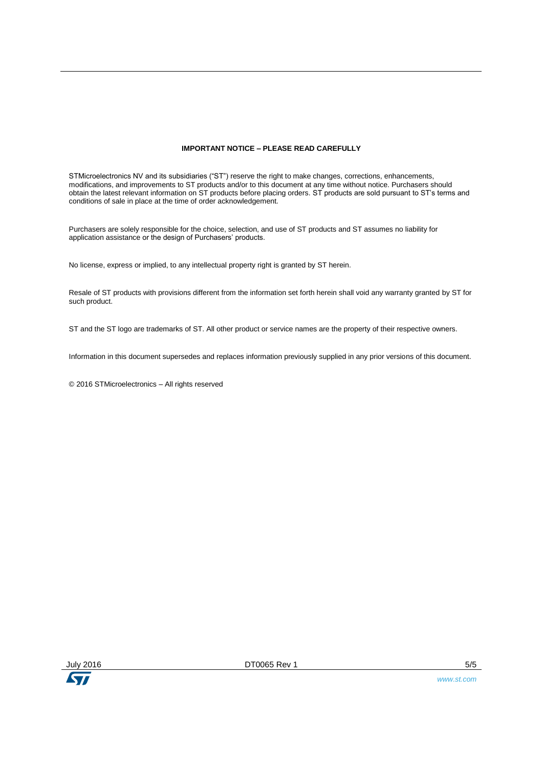**IMPORTANT NOTICE – PLEASE READ CAREFULLY**

STMicroelectronics NV and its subsidiaries (“ST”) reserve the right to make changes, corrections, enhancements, modifications, and improvements to ST products and/or to this document at any time without notice. Purchasers should obtain the latest relevant information on ST products before placing orders. ST products are sold pursuant to ST’s terms and conditions of sale in place at the time of order acknowledgement.

Purchasers are solely responsible for the choice, selection, and use of ST products and ST assumes no liability for application assistance or the design of Purchasers’ products.

No license, express or implied, to any intellectual property right is granted by ST herein.

Resale of ST products with provisions different from the information set forth herein shall void any warranty granted by ST for such product.

ST and the ST logo are trademarks of ST. All other product or service names are the property of their respective owners.

Information in this document supersedes and replaces information previously supplied in any prior versions of this document.

© 2016 STMicroelectronics – All rights reserved